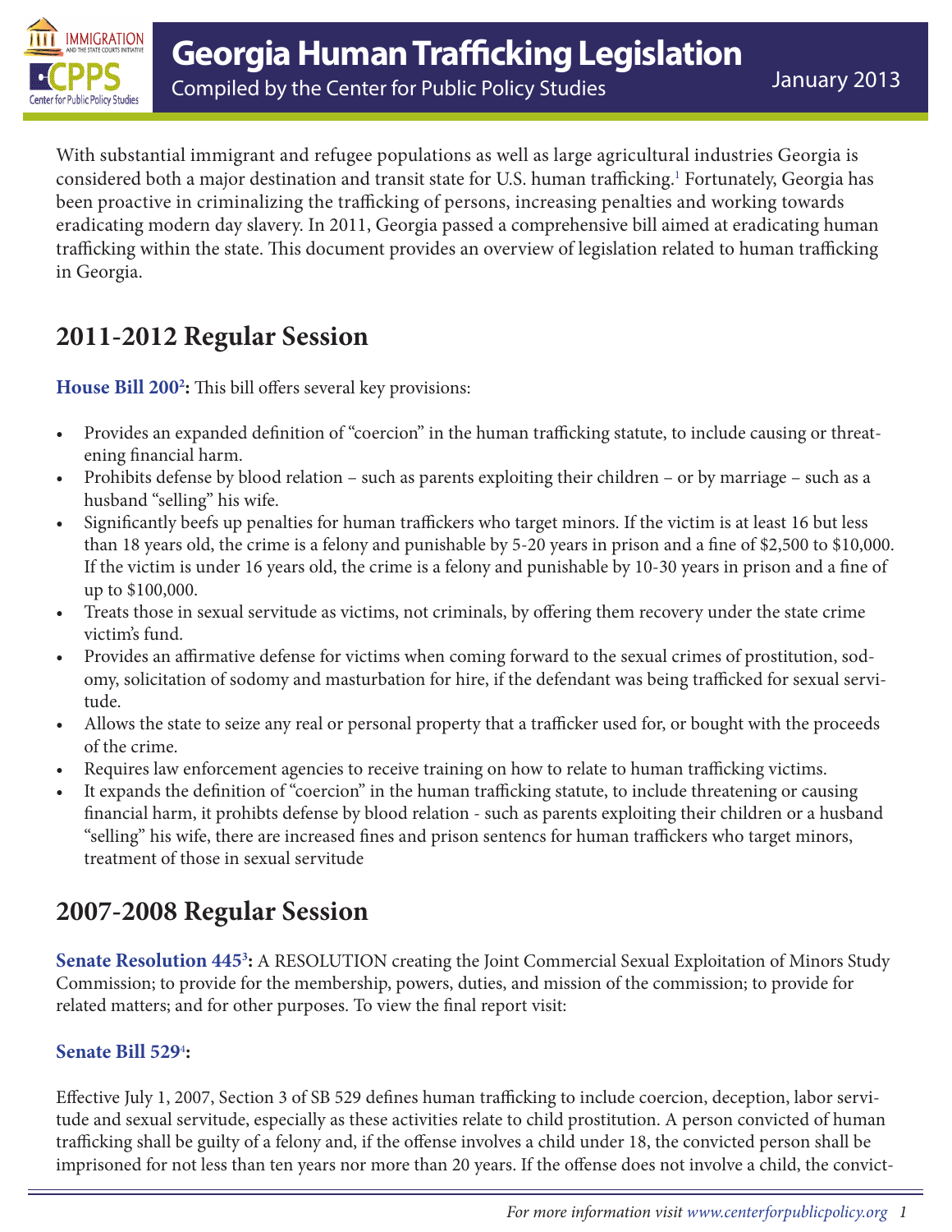# Georgia Human Trafficking Legislation

Compiled by the Center for Public Policy Studies

January 2013

With substantial immigrant and refugee populations as well as large agricultural industries Georgia is considered both a major destination and transit state for U.S. human trafficking.[1] Fortunately, Georgia has been proactive in criminalizing the trafficking of persons, increasing penalties and working towards eradicating modern day slavery. In 2011, Georgia passed a comprehensive bill aimed at eradicating human trafficking within the state. This document provides an overview of legislation related to human trafficking in Georgia.

## 2011-2012 Regular Session

**House Bill 200[2]:** This bill offers several key provisions:

- Provides an expanded definition of "coercion" in the human trafficking statute, to include causing or threatening financial harm.
- Prohibits defense by blood relation – such as parents exploiting their children – or by marriage – such as a husband "selling" his wife.
- Significantly beefs up penalties for human traffickers who target minors. If the victim is at least 16 but less than 18 years old, the crime is a felony and punishable by 5-20 years in prison and a fine of $2,500 to $10,000. If the victim is under 16 years old, the crime is a felony and punishable by 10-30 years in prison and a fine of up to $100,000.
- Treats those in sexual servitude as victims, not criminals, by offering them recovery under the state crime victim's fund.
- Provides an affirmative defense for victims when coming forward to the sexual crimes of prostitution, sodomy, solicitation of sodomy and masturbation for hire, if the defendant was being trafficked for sexual servitude.
- Allows the state to seize any real or personal property that a trafficker used for, or bought with the proceeds of the crime.
- Requires law enforcement agencies to receive training on how to relate to human trafficking victims.
- It expands the definition of "coercion" in the human trafficking statute, to include threatening or causing financial harm, it prohibits defense by blood relation - such as parents exploiting their children or a husband "selling" his wife, there are increased fines and prison sentencs for human traffickers who target minors, treatment of those in sexual servitude

## 2007-2008 Regular Session

**Senate Resolution 445[3]:** A RESOLUTION creating the Joint Commercial Sexual Exploitation of Minors Study Commission; to provide for the membership, powers, duties, and mission of the commission; to provide for related matters; and for other purposes. To view the final report visit:

**Senate Bill 529[4]:**

Effective July 1, 2007, Section 3 of SB 529 defines human trafficking to include coercion, deception, labor servitude and sexual servitude, especially as these activities relate to child prostitution. A person convicted of human trafficking shall be guilty of a felony and, if the offense involves a child under 18, the convicted person shall be imprisoned for not less than ten years nor more than 20 years. If the offense does not involve a child, the convict-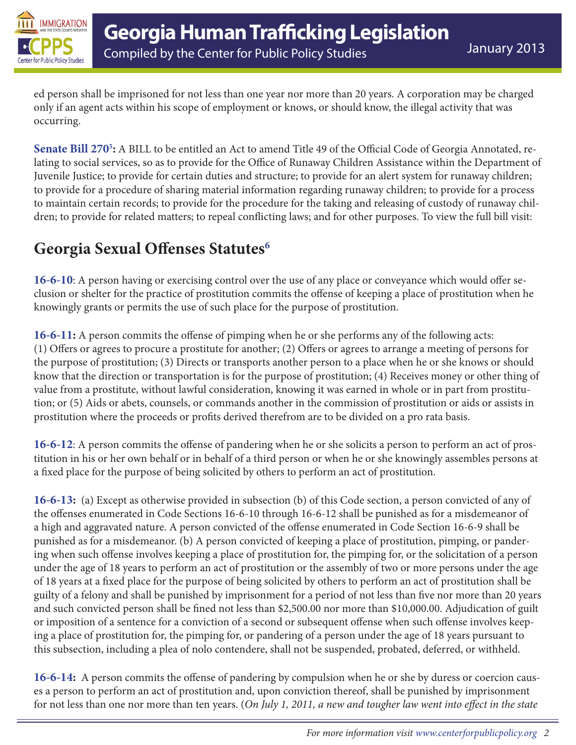ed person shall be imprisoned for not less than one year nor more than 20 years. A corporation may be charged only if an agent acts within his scope of employment or knows, or should know, the illegal activity that was occurring.

**Senate Bill 270[5]:** A BILL to be entitled an Act to amend Title 49 of the Official Code of Georgia Annotated, relating to social services, so as to provide for the Office of Runaway Children Assistance within the Department of Juvenile Justice; to provide for certain duties and structure; to provide for an alert system for runaway children; to provide for a procedure of sharing material information regarding runaway children; to provide for a process to maintain certain records; to provide for the procedure for the taking and releasing of custody of runaway children; to provide for related matters; to repeal conflicting laws; and for other purposes. To view the full bill visit:

## Georgia Sexual Offenses Statutes[6]

**16-6-10**: A person having or exercising control over the use of any place or conveyance which would offer seclusion or shelter for the practice of prostitution commits the offense of keeping a place of prostitution when he knowingly grants or permits the use of such place for the purpose of prostitution.

**16-6-11:** A person commits the offense of pimping when he or she performs any of the following acts: (1) Offers or agrees to procure a prostitute for another; (2) Offers or agrees to arrange a meeting of persons for the purpose of prostitution; (3) Directs or transports another person to a place when he or she knows or should know that the direction or transportation is for the purpose of prostitution; (4) Receives money or other thing of value from a prostitute, without lawful consideration, knowing it was earned in whole or in part from prostitution; or (5) Aids or abets, counsels, or commands another in the commission of prostitution or aids or assists in prostitution where the proceeds or profits derived therefrom are to be divided on a pro rata basis.

**16-6-12**: A person commits the offense of pandering when he or she solicits a person to perform an act of prostitution in his or her own behalf or in behalf of a third person or when he or she knowingly assembles persons at a fixed place for the purpose of being solicited by others to perform an act of prostitution.

**16-6-13:** (a) Except as otherwise provided in subsection (b) of this Code section, a person convicted of any of the offenses enumerated in Code Sections 16-6-10 through 16-6-12 shall be punished as for a misdemeanor of a high and aggravated nature. A person convicted of the offense enumerated in Code Section 16-6-9 shall be punished as for a misdemeanor. (b) A person convicted of keeping a place of prostitution, pimping, or pandering when such offense involves keeping a place of prostitution for, the pimping for, or the solicitation of a person under the age of 18 years to perform an act of prostitution or the assembly of two or more persons under the age of 18 years at a fixed place for the purpose of being solicited by others to perform an act of prostitution shall be guilty of a felony and shall be punished by imprisonment for a period of not less than five nor more than 20 years and such convicted person shall be fined not less than $2,500.00 nor more than $10,000.00. Adjudication of guilt or imposition of a sentence for a conviction of a second or subsequent offense when such offense involves keeping a place of prostitution for, the pimping for, or pandering of a person under the age of 18 years pursuant to this subsection, including a plea of nolo contendere, shall not be suspended, probated, deferred, or withheld.

**16-6-14:** A person commits the offense of pandering by compulsion when he or she by duress or coercion causes a person to perform an act of prostitution and, upon conviction thereof, shall be punished by imprisonment for not less than one nor more than ten years. (*On July 1, 2011, a new and tougher law went into effect in the state*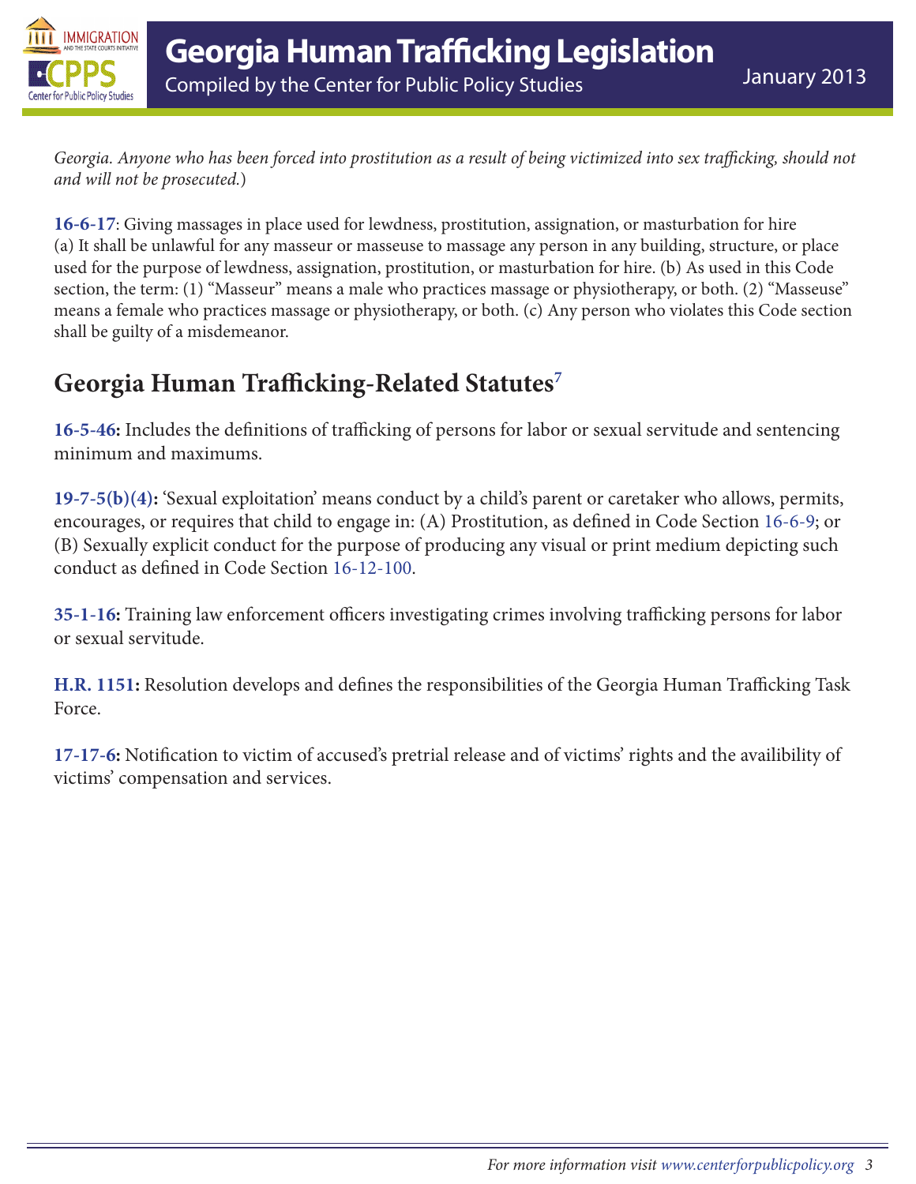*Georgia. Anyone who has been forced into prostitution as a result of being victimized into sex trafficking, should not and will not be prosecuted.*)

**16-6-17**: Giving massages in place used for lewdness, prostitution, assignation, or masturbation for hire (a) It shall be unlawful for any masseur or masseuse to massage any person in any building, structure, or place used for the purpose of lewdness, assignation, prostitution, or masturbation for hire. (b) As used in this Code section, the term: (1) "Masseur" means a male who practices massage or physiotherapy, or both. (2) "Masseuse" means a female who practices massage or physiotherapy, or both. (c) Any person who violates this Code section shall be guilty of a misdemeanor.

## Georgia Human Trafficking-Related Statutes[7]

**16-5-46:** Includes the definitions of trafficking of persons for labor or sexual servitude and sentencing minimum and maximums.

**19-7-5(b)(4):** 'Sexual exploitation' means conduct by a child's parent or caretaker who allows, permits, encourages, or requires that child to engage in: (A) Prostitution, as defined in Code Section 16-6-9; or (B) Sexually explicit conduct for the purpose of producing any visual or print medium depicting such conduct as defined in Code Section 16-12-100.

**35-1-16:** Training law enforcement officers investigating crimes involving trafficking persons for labor or sexual servitude.

**H.R. 1151:** Resolution develops and defines the responsibilities of the Georgia Human Trafficking Task Force.

**17-17-6:** Notification to victim of accused's pretrial release and of victims' rights and the availibility of victims' compensation and services.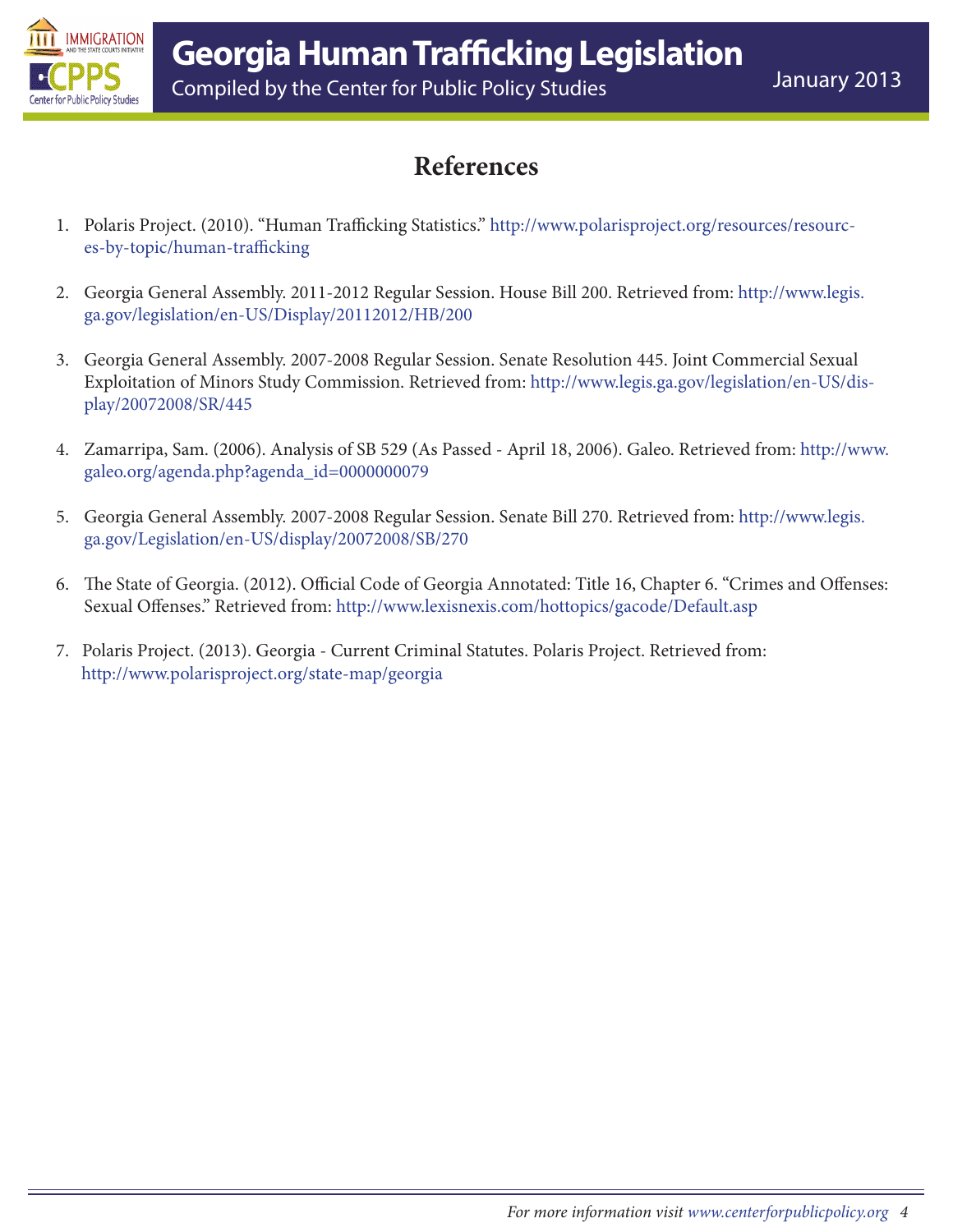# References

1. Polaris Project. (2010). "Human Trafficking Statistics." http://www.polarisproject.org/resources/resources-by-topic/human-trafficking

2. Georgia General Assembly. 2011-2012 Regular Session. House Bill 200. Retrieved from: http://www.legis.ga.gov/legislation/en-US/Display/20112012/HB/200

3. Georgia General Assembly. 2007-2008 Regular Session. Senate Resolution 445. Joint Commercial Sexual Exploitation of Minors Study Commission. Retrieved from: http://www.legis.ga.gov/legislation/en-US/display/20072008/SR/445

4. Zamarripa, Sam. (2006). Analysis of SB 529 (As Passed - April 18, 2006). Galeo. Retrieved from: http://www.galeo.org/agenda.php?agenda_id=0000000079

5. Georgia General Assembly. 2007-2008 Regular Session. Senate Bill 270. Retrieved from: http://www.legis.ga.gov/Legislation/en-US/display/20072008/SB/270

6. The State of Georgia. (2012). Official Code of Georgia Annotated: Title 16, Chapter 6. "Crimes and Offenses: Sexual Offenses." Retrieved from: http://www.lexisnexis.com/hottopics/gacode/Default.asp

7. Polaris Project. (2013). Georgia - Current Criminal Statutes. Polaris Project. Retrieved from: http://www.polarisproject.org/state-map/georgia